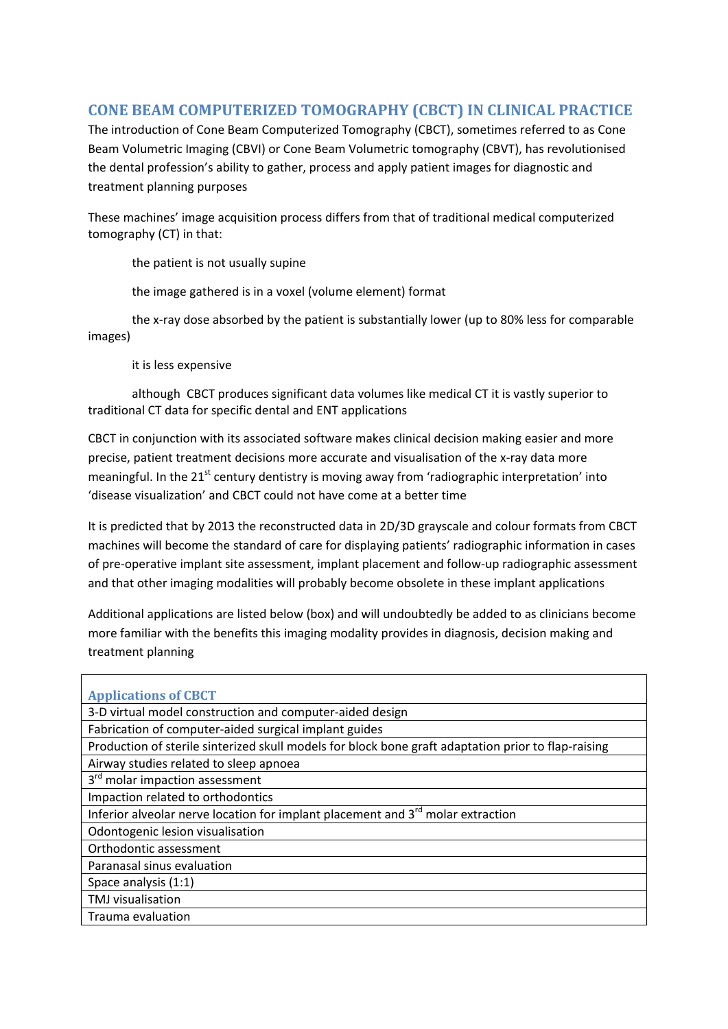# CONE BEAM COMPUTERIZED TOMOGRAPHY (CBCT) IN CLINICAL PRACTICE

The introduction of Cone Beam Computerized Tomography (CBCT), sometimes referred to as Cone Beam Volumetric Imaging (CBVI) or Cone Beam Volumetric tomography (CBVT), has revolutionised the dental profession's ability to gather, process and apply patient images for diagnostic and treatment planning purposes

These machines' image acquisition process differs from that of traditional medical computerized tomography (CT) in that:

- the patient is not usually supine
- the image gathered is in a voxel (volume element) format
- the x-ray dose absorbed by the patient is substantially lower (up to 80% less for comparable images)
- it is less expensive
- although CBCT produces significant data volumes like medical CT it is vastly superior to traditional CT data for specific dental and ENT applications

CBCT in conjunction with its associated software makes clinical decision making easier and more precise, patient treatment decisions more accurate and visualisation of the x-ray data more meaningful. In the 21st century dentistry is moving away from 'radiographic interpretation' into 'disease visualization' and CBCT could not have come at a better time

It is predicted that by 2013 the reconstructed data in 2D/3D grayscale and colour formats from CBCT machines will become the standard of care for displaying patients' radiographic information in cases of pre-operative implant site assessment, implant placement and follow-up radiographic assessment and that other imaging modalities will probably become obsolete in these implant applications

Additional applications are listed below (box) and will undoubtedly be added to as clinicians become more familiar with the benefits this imaging modality provides in diagnosis, decision making and treatment planning

| Applications of CBCT |
| --- |
| 3-D virtual model construction and computer-aided design |
| Fabrication of computer-aided surgical implant guides |
| Production of sterile sinterized skull models for block bone graft adaptation prior to flap-raising |
| Airway studies related to sleep apnoea |
| 3rd molar impaction assessment |
| Impaction related to orthodontics |
| Inferior alveolar nerve location for implant placement and 3rd molar extraction |
| Odontogenic lesion visualisation |
| Orthodontic assessment |
| Paranasal sinus evaluation |
| Space analysis (1:1) |
| TMJ visualisation |
| Trauma evaluation |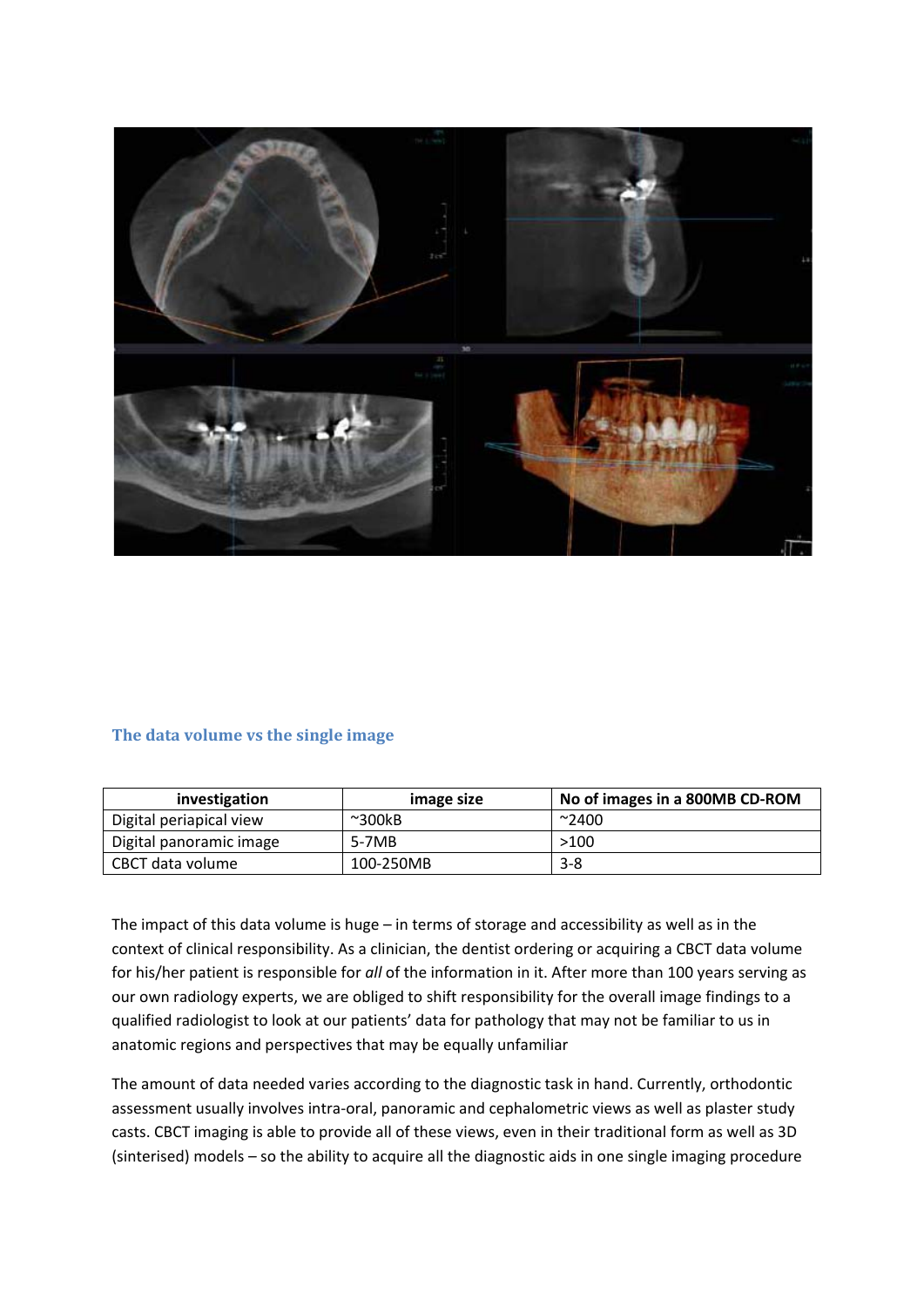## The data volume vs the single image

| investigation | image size | No of images in a 800MB CD-ROM |
| --- | --- | --- |
| Digital periapical view | ~300kB | ~2400 |
| Digital panoramic image | 5-7MB | >100 |
| CBCT data volume | 100-250MB | 3-8 |

The impact of this data volume is huge – in terms of storage and accessibility as well as in the context of clinical responsibility. As a clinician, the dentist ordering or acquiring a CBCT data volume for his/her patient is responsible for *all* of the information in it. After more than 100 years serving as our own radiology experts, we are obliged to shift responsibility for the overall image findings to a qualified radiologist to look at our patients' data for pathology that may not be familiar to us in anatomic regions and perspectives that may be equally unfamiliar

The amount of data needed varies according to the diagnostic task in hand. Currently, orthodontic assessment usually involves intra-oral, panoramic and cephalometric views as well as plaster study casts. CBCT imaging is able to provide all of these views, even in their traditional form as well as 3D (sinterised) models – so the ability to acquire all the diagnostic aids in one single imaging procedure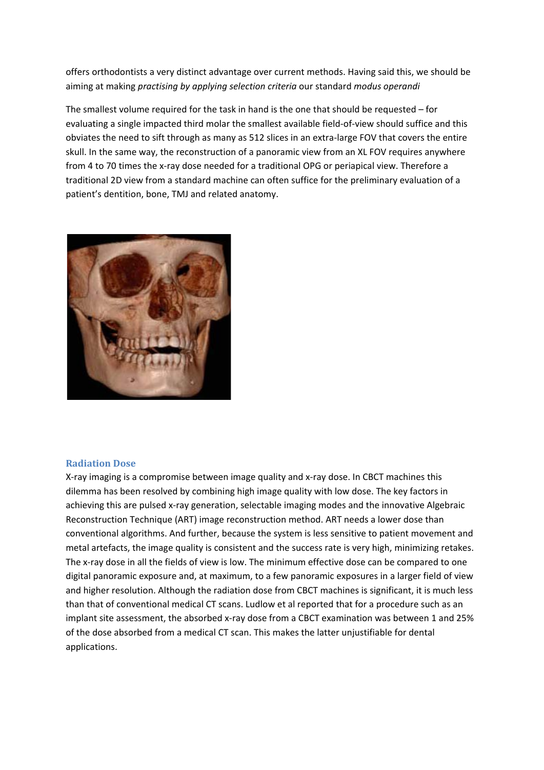offers orthodontists a very distinct advantage over current methods. Having said this, we should be aiming at making *practising by applying selection criteria* our standard *modus operandi*

The smallest volume required for the task in hand is the one that should be requested – for evaluating a single impacted third molar the smallest available field-of-view should suffice and this obviates the need to sift through as many as 512 slices in an extra-large FOV that covers the entire skull. In the same way, the reconstruction of a panoramic view from an XL FOV requires anywhere from 4 to 70 times the x-ray dose needed for a traditional OPG or periapical view. Therefore a traditional 2D view from a standard machine can often suffice for the preliminary evaluation of a patient's dentition, bone, TMJ and related anatomy.

## Radiation Dose

X-ray imaging is a compromise between image quality and x-ray dose. In CBCT machines this dilemma has been resolved by combining high image quality with low dose. The key factors in achieving this are pulsed x-ray generation, selectable imaging modes and the innovative Algebraic Reconstruction Technique (ART) image reconstruction method. ART needs a lower dose than conventional algorithms. And further, because the system is less sensitive to patient movement and metal artefacts, the image quality is consistent and the success rate is very high, minimizing retakes. The x-ray dose in all the fields of view is low. The minimum effective dose can be compared to one digital panoramic exposure and, at maximum, to a few panoramic exposures in a larger field of view and higher resolution. Although the radiation dose from CBCT machines is significant, it is much less than that of conventional medical CT scans. Ludlow et al reported that for a procedure such as an implant site assessment, the absorbed x-ray dose from a CBCT examination was between 1 and 25% of the dose absorbed from a medical CT scan. This makes the latter unjustifiable for dental applications.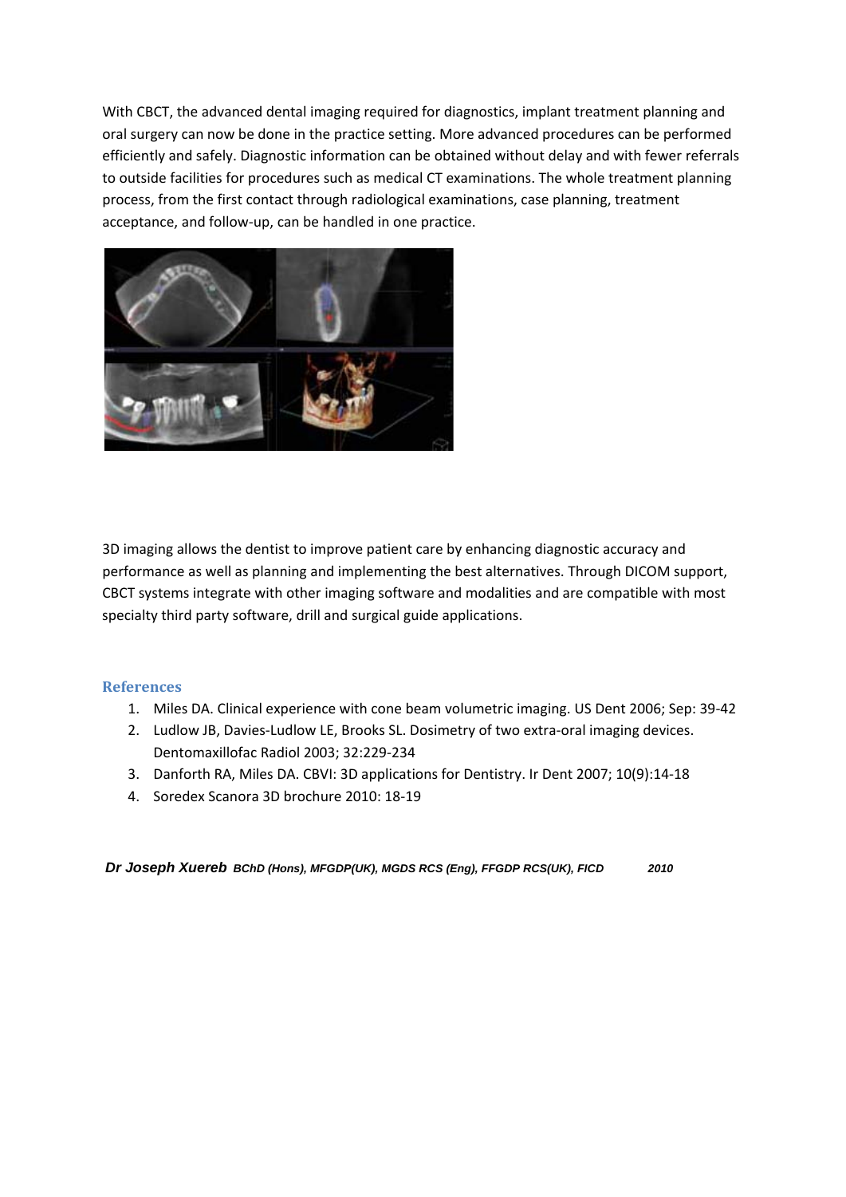With CBCT, the advanced dental imaging required for diagnostics, implant treatment planning and oral surgery can now be done in the practice setting. More advanced procedures can be performed efficiently and safely. Diagnostic information can be obtained without delay and with fewer referrals to outside facilities for procedures such as medical CT examinations. The whole treatment planning process, from the first contact through radiological examinations, case planning, treatment acceptance, and follow-up, can be handled in one practice.

3D imaging allows the dentist to improve patient care by enhancing diagnostic accuracy and performance as well as planning and implementing the best alternatives. Through DICOM support, CBCT systems integrate with other imaging software and modalities and are compatible with most specialty third party software, drill and surgical guide applications.

## References

1. Miles DA. Clinical experience with cone beam volumetric imaging. US Dent 2006; Sep: 39-42
2. Ludlow JB, Davies-Ludlow LE, Brooks SL. Dosimetry of two extra-oral imaging devices. Dentomaxillofac Radiol 2003; 32:229-234
3. Danforth RA, Miles DA. CBVI: 3D applications for Dentistry. Ir Dent 2007; 10(9):14-18
4. Soredex Scanora 3D brochure 2010: 18-19

***Dr Joseph Xuereb*** ***BChD (Hons), MFGDP(UK), MGDS RCS (Eng), FFGDP RCS(UK), FICD*** ***2010***